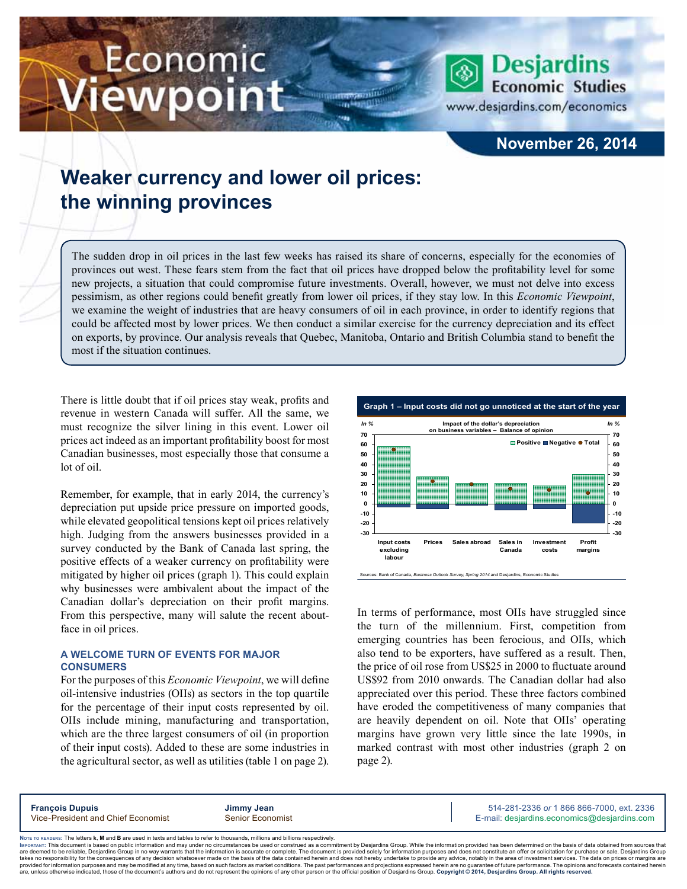Economic Viewpoint

Desjardins Economic Studies
www.desjardins.com/economics

November 26, 2014

# Weaker currency and lower oil prices: the winning provinces

The sudden drop in oil prices in the last few weeks has raised its share of concerns, especially for the economies of provinces out west. These fears stem from the fact that oil prices have dropped below the profitability level for some new projects, a situation that could compromise future investments. Overall, however, we must not delve into excess pessimism, as other regions could benefit greatly from lower oil prices, if they stay low. In this *Economic Viewpoint*, we examine the weight of industries that are heavy consumers of oil in each province, in order to identify regions that could be affected most by lower prices. We then conduct a similar exercise for the currency depreciation and its effect on exports, by province. Our analysis reveals that Quebec, Manitoba, Ontario and British Columbia stand to benefit the most if the situation continues.

There is little doubt that if oil prices stay weak, profits and revenue in western Canada will suffer. All the same, we must recognize the silver lining in this event. Lower oil prices act indeed as an important profitability boost for most Canadian businesses, most especially those that consume a lot of oil.

Remember, for example, that in early 2014, the currency's depreciation put upside price pressure on imported goods, while elevated geopolitical tensions kept oil prices relatively high. Judging from the answers businesses provided in a survey conducted by the Bank of Canada last spring, the positive effects of a weaker currency on profitability were mitigated by higher oil prices (graph 1). This could explain why businesses were ambivalent about the impact of the Canadian dollar's depreciation on their profit margins. From this perspective, many will salute the recent about-face in oil prices.

**Graph 1 – Input costs did not go unnoticed at the start of the year**

Impact of the dollar's depreciation on business variables – Balance of opinion (In %)

Categories: Input costs excluding labour, Prices, Sales abroad, Sales in Canada, Investment costs, Profit margins. Legend: Positive, Negative, Total.

Sources: Bank of Canada, *Business Outlook Survey, Spring 2014* and Desjardins, Economic Studies

### A WELCOME TURN OF EVENTS FOR MAJOR CONSUMERS

For the purposes of this *Economic Viewpoint*, we will define oil-intensive industries (OIIs) as sectors in the top quartile for the percentage of their input costs represented by oil. OIIs include mining, manufacturing and transportation, which are the three largest consumers of oil (in proportion of their input costs). Added to these are some industries in the agricultural sector, as well as utilities (table 1 on page 2).

In terms of performance, most OIIs have struggled since the turn of the millennium. First, competition from emerging countries has been ferocious, and OIIs, which also tend to be exporters, have suffered as a result. Then, the price of oil rose from US$25 in 2000 to fluctuate around US$92 from 2010 onwards. The Canadian dollar had also appreciated over this period. These three factors combined have eroded the competitiveness of many companies that are heavily dependent on oil. Note that OIIs' operating margins have grown very little since the late 1990s, in marked contrast with most other industries (graph 2 on page 2).

**François Dupuis**
Vice-President and Chief Economist

**Jimmy Jean**
Senior Economist

514-281-2336 *or* 1 866 866-7000, ext. 2336
E-mail: desjardins.economics@desjardins.com

Note to readers: The letters **k**, **M** and **B** are used in texts and tables to refer to thousands, millions and billions respectively.

Important: This document is based on public information and may under no circumstances be used or construed as a commitment by Desjardins Group. While the information provided has been determined on the basis of data obtained from sources that are deemed to be reliable, Desjardins Group in no way warrants that the information is accurate or complete. The document is provided solely for information purposes and does not constitute an offer or solicitation for purchase or sale. Desjardins Group takes no responsibility for the consequences of any decision whatsoever made on the basis of the data contained herein and does not hereby undertake to provide any advice, notably in the area of investment services. The data on prices or margins are provided for information purposes and may be modified at any time, based on such factors as market conditions. The past performances and projections expressed herein are no guarantee of future performance. The opinions and forecasts contained herein are, unless otherwise indicated, those of the document's authors and do not represent the opinions of any other person or the official position of Desjardins Group. **Copyright © 2014, Desjardins Group. All rights reserved.**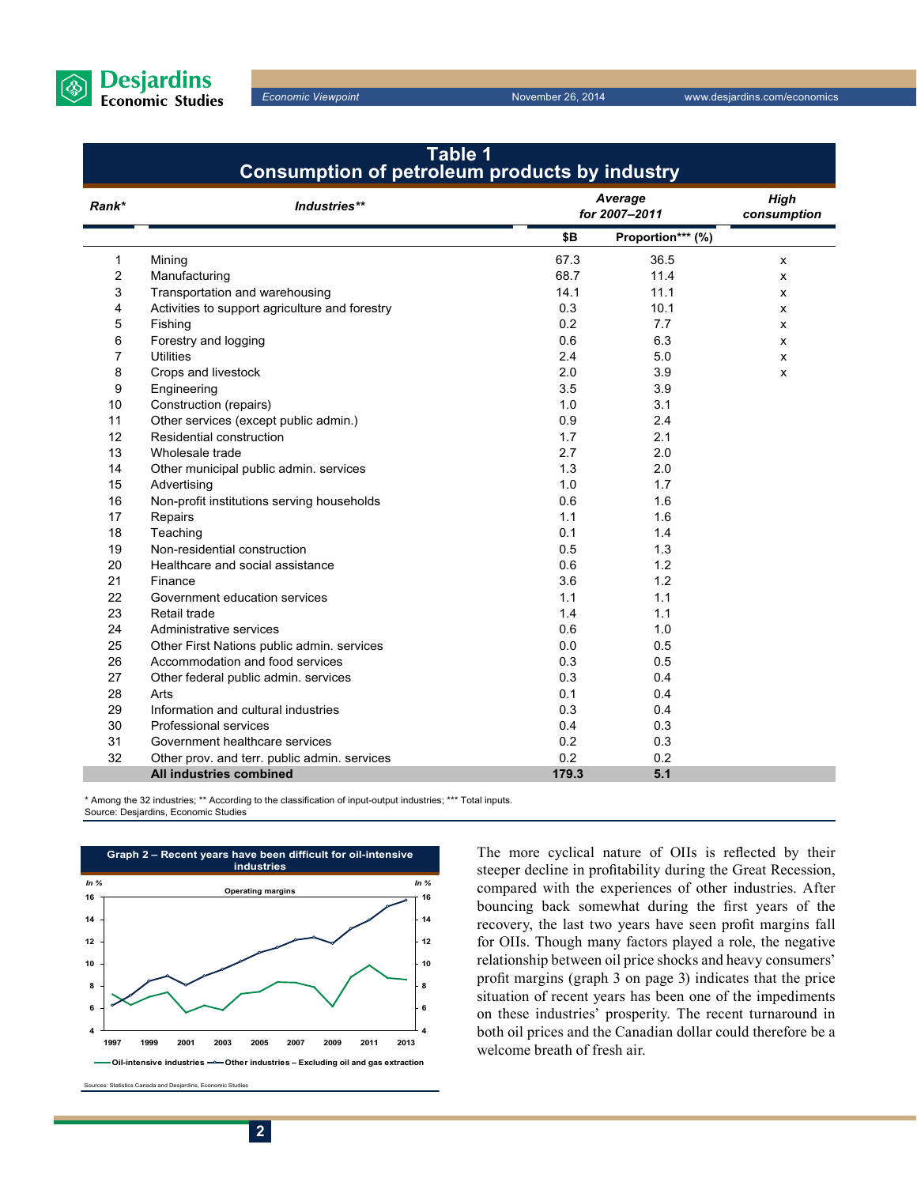## Table 1
## Consumption of petroleum products by industry

| *Rank** | *Industries*** | *Average for 2007–2011* | | *High consumption* |
|---|---|---|---|---|
| | | **$B** | **Proportion*** (%)** | |
| 1 | Mining | 67.3 | 36.5 | x |
| 2 | Manufacturing | 68.7 | 11.4 | x |
| 3 | Transportation and warehousing | 14.1 | 11.1 | x |
| 4 | Activities to support agriculture and forestry | 0.3 | 10.1 | x |
| 5 | Fishing | 0.2 | 7.7 | x |
| 6 | Forestry and logging | 0.6 | 6.3 | x |
| 7 | Utilities | 2.4 | 5.0 | x |
| 8 | Crops and livestock | 2.0 | 3.9 | x |
| 9 | Engineering | 3.5 | 3.9 | |
| 10 | Construction (repairs) | 1.0 | 3.1 | |
| 11 | Other services (except public admin.) | 0.9 | 2.4 | |
| 12 | Residential construction | 1.7 | 2.1 | |
| 13 | Wholesale trade | 2.7 | 2.0 | |
| 14 | Other municipal public admin. services | 1.3 | 2.0 | |
| 15 | Advertising | 1.0 | 1.7 | |
| 16 | Non-profit institutions serving households | 0.6 | 1.6 | |
| 17 | Repairs | 1.1 | 1.6 | |
| 18 | Teaching | 0.1 | 1.4 | |
| 19 | Non-residential construction | 0.5 | 1.3 | |
| 20 | Healthcare and social assistance | 0.6 | 1.2 | |
| 21 | Finance | 3.6 | 1.2 | |
| 22 | Government education services | 1.1 | 1.1 | |
| 23 | Retail trade | 1.4 | 1.1 | |
| 24 | Administrative services | 0.6 | 1.0 | |
| 25 | Other First Nations public admin. services | 0.0 | 0.5 | |
| 26 | Accommodation and food services | 0.3 | 0.5 | |
| 27 | Other federal public admin. services | 0.3 | 0.4 | |
| 28 | Arts | 0.1 | 0.4 | |
| 29 | Information and cultural industries | 0.3 | 0.4 | |
| 30 | Professional services | 0.4 | 0.3 | |
| 31 | Government healthcare services | 0.2 | 0.3 | |
| 32 | Other prov. and terr. public admin. services | 0.2 | 0.2 | |
| | **All industries combined** | **179.3** | **5.1** | |

* Among the 32 industries; ** According to the classification of input-output industries; *** Total inputs.
Source: Desjardins, Economic Studies

**Graph 2 – Recent years have been difficult for oil-intensive industries**

Operating margins (In %)

— Oil-intensive industries — Other industries – Excluding oil and gas extraction

Sources: Statistics Canada and Desjardins, Economic Studies

The more cyclical nature of OIIs is reflected by their steeper decline in profitability during the Great Recession, compared with the experiences of other industries. After bouncing back somewhat during the first years of the recovery, the last two years have seen profit margins fall for OIIs. Though many factors played a role, the negative relationship between oil price shocks and heavy consumers' profit margins (graph 3 on page 3) indicates that the price situation of recent years has been one of the impediments on these industries' prosperity. The recent turnaround in both oil prices and the Canadian dollar could therefore be a welcome breath of fresh air.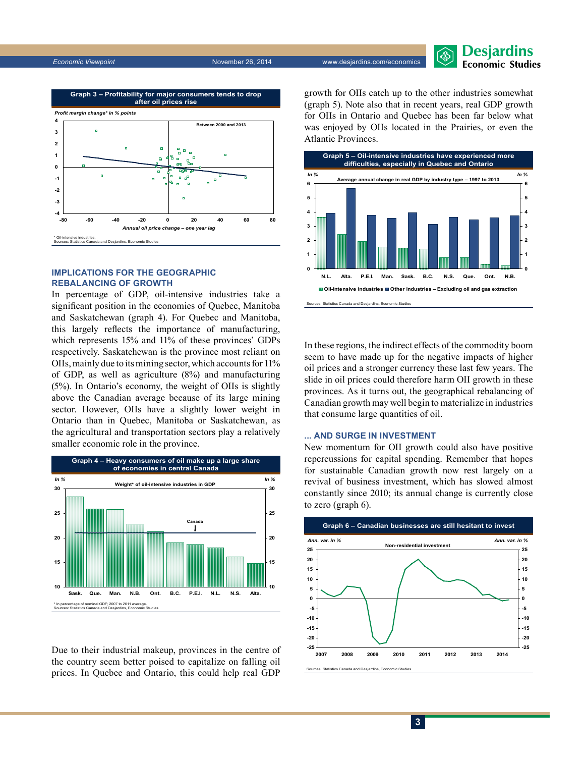**Graph 3 – Profitability for major consumers tends to drop after oil prices rise**

*Profit margin change* in % points*

Between 2000 and 2013

*Annual oil price change – one year lag*

* Oil-intensive industries.
Sources: Statistics Canada and Desjardins, Economic Studies

## IMPLICATIONS FOR THE GEOGRAPHIC REBALANCING OF GROWTH

In percentage of GDP, oil-intensive industries take a significant position in the economies of Quebec, Manitoba and Saskatchewan (graph 4). For Quebec and Manitoba, this largely reflects the importance of manufacturing, which represents 15% and 11% of these provinces' GDPs respectively. Saskatchewan is the province most reliant on OIIs, mainly due to its mining sector, which accounts for 11% of GDP, as well as agriculture (8%) and manufacturing (5%). In Ontario's economy, the weight of OIIs is slightly above the Canadian average because of its large mining sector. However, OIIs have a slightly lower weight in Ontario than in Quebec, Manitoba or Saskatchewan, as the agricultural and transportation sectors play a relatively smaller economic role in the province.

**Graph 4 – Heavy consumers of oil make up a large share of economies in central Canada**

Weight* of oil-intensive industries in GDP (In %)

Sask., Que., Man., N.B., Ont., B.C., P.E.I., N.L., N.S., Alta. — Canada

* In percentage of nominal GDP, 2007 to 2011 average.
Sources: Statistics Canada and Desjardins, Economic Studies

Due to their industrial makeup, provinces in the centre of the country seem better poised to capitalize on falling oil prices. In Quebec and Ontario, this could help real GDP growth for OIIs catch up to the other industries somewhat (graph 5). Note also that in recent years, real GDP growth for OIIs in Ontario and Quebec has been far below what was enjoyed by OIIs located in the Prairies, or even the Atlantic Provinces.

**Graph 5 – Oil-intensive industries have experienced more difficulties, especially in Quebec and Ontario**

Average annual change in real GDP by industry type – 1997 to 2013 (In %)

N.L., Alta., P.E.I., Man., Sask., B.C., N.S., Que., Ont., N.B.

Oil-intensive industries / Other industries – Excluding oil and gas extraction

Sources: Statistics Canada and Desjardins, Economic Studies

In these regions, the indirect effects of the commodity boom seem to have made up for the negative impacts of higher oil prices and a stronger currency these last few years. The slide in oil prices could therefore harm OII growth in these provinces. As it turns out, the geographical rebalancing of Canadian growth may well begin to materialize in industries that consume large quantities of oil.

## ... AND SURGE IN INVESTMENT

New momentum for OII growth could also have positive repercussions for capital spending. Remember that hopes for sustainable Canadian growth now rest largely on a revival of business investment, which has slowed almost constantly since 2010; its annual change is currently close to zero (graph 6).

**Graph 6 – Canadian businesses are still hesitant to invest**

Non-residential investment (Ann. var. in %)

Sources: Statistics Canada and Desjardins, Economic Studies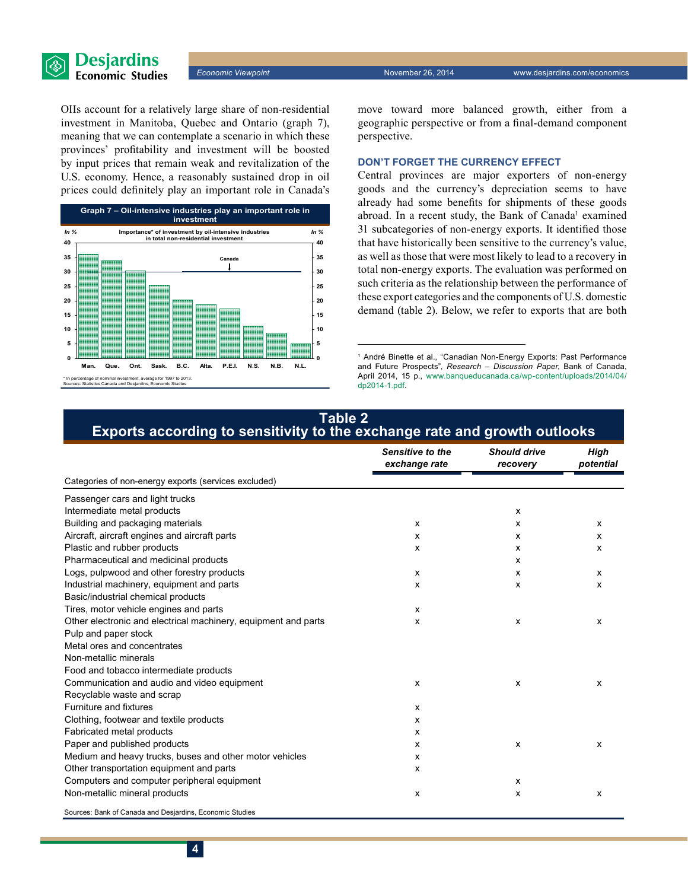OIIs account for a relatively large share of non-residential investment in Manitoba, Quebec and Ontario (graph 7), meaning that we can contemplate a scenario in which these provinces' profitability and investment will be boosted by input prices that remain weak and revitalization of the U.S. economy. Hence, a reasonably sustained drop in oil prices could definitely play an important role in Canada's move toward more balanced growth, either from a geographic perspective or from a final-demand component perspective.

**Graph 7 – Oil-intensive industries play an important role in investment**

Importance* of investment by oil-intensive industries in total non-residential investment (In %)

| Province | In % |
|---|---|
| Man. | ~36 |
| Que. | ~34 |
| Ont. | ~30.5 |
| Sask. | ~25.5 |
| B.C. | ~20 |
| Alta. | ~19 |
| P.E.I. | ~17 |
| N.S. | ~11 |
| N.B. | ~9 |
| N.L. | ~5 |

Canada: ~30

\* In percentage of nominal investment, average for 1997 to 2013.
Sources: Statistics Canada and Desjardins, Economic Studies

### DON'T FORGET THE CURRENCY EFFECT

Central provinces are major exporters of non-energy goods and the currency's depreciation seems to have already had some benefits for shipments of these goods abroad. In a recent study, the Bank of Canada[1] examined 31 subcategories of non-energy exports. It identified those that have historically been sensitive to the currency's value, as well as those that were most likely to lead to a recovery in total non-energy exports. The evaluation was performed on such criteria as the relationship between the performance of these export categories and the components of U.S. domestic demand (table 2). Below, we refer to exports that are both

[1] André Binette et al., "Canadian Non-Energy Exports: Past Performance and Future Prospects", *Research – Discussion Paper*, Bank of Canada, April 2014, 15 p., www.banqueducanada.ca/wp-content/uploads/2014/04/dp2014-1.pdf.

**Table 2**
**Exports according to sensitivity to the exchange rate and growth outlooks**

| Categories of non-energy exports (services excluded) | *Sensitive to the exchange rate* | *Should drive recovery* | *High potential* |
|---|---|---|---|
| Passenger cars and light trucks | | | |
| Intermediate metal products | | x | |
| Building and packaging materials | x | x | x |
| Aircraft, aircraft engines and aircraft parts | x | x | x |
| Plastic and rubber products | x | x | x |
| Pharmaceutical and medicinal products | | x | |
| Logs, pulpwood and other forestry products | x | x | x |
| Industrial machinery, equipment and parts | x | x | x |
| Basic/industrial chemical products | | | |
| Tires, motor vehicle engines and parts | x | | |
| Other electronic and electrical machinery, equipment and parts | x | x | x |
| Pulp and paper stock | | | |
| Metal ores and concentrates | | | |
| Non-metallic minerals | | | |
| Food and tobacco intermediate products | | | |
| Communication and audio and video equipment | x | x | x |
| Recyclable waste and scrap | | | |
| Furniture and fixtures | x | | |
| Clothing, footwear and textile products | x | | |
| Fabricated metal products | x | | |
| Paper and published products | x | x | x |
| Medium and heavy trucks, buses and other motor vehicles | x | | |
| Other transportation equipment and parts | x | | |
| Computers and computer peripheral equipment | | x | |
| Non-metallic mineral products | x | x | x |

Sources: Bank of Canada and Desjardins, Economic Studies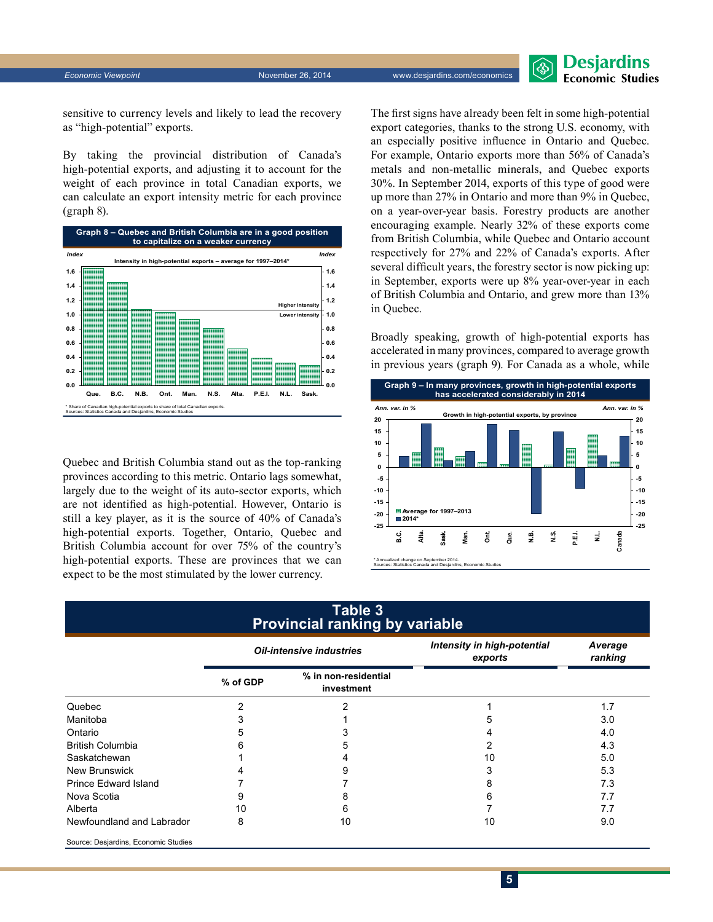sensitive to currency levels and likely to lead the recovery as "high-potential" exports.

By taking the provincial distribution of Canada's high-potential exports, and adjusting it to account for the weight of each province in total Canadian exports, we can calculate an export intensity metric for each province (graph 8).

**Graph 8 – Quebec and British Columbia are in a good position to capitalize on a weaker currency**

Intensity in high-potential exports – average for 1997–2014*

\* Share of Canadian high-potential exports to share of total Canadian exports.
Sources: Statistics Canada and Desjardins, Economic Studies

Quebec and British Columbia stand out as the top-ranking provinces according to this metric. Ontario lags somewhat, largely due to the weight of its auto-sector exports, which are not identified as high-potential. However, Ontario is still a key player, as it is the source of 40% of Canada's high-potential exports. Together, Ontario, Quebec and British Columbia account for over 75% of the country's high-potential exports. These are provinces that we can expect to be the most stimulated by the lower currency.

The first signs have already been felt in some high-potential export categories, thanks to the strong U.S. economy, with an especially positive influence in Ontario and Quebec. For example, Ontario exports more than 56% of Canada's metals and non-metallic minerals, and Quebec exports 30%. In September 2014, exports of this type of good were up more than 27% in Ontario and more than 9% in Quebec, on a year-over-year basis. Forestry products are another encouraging example. Nearly 32% of these exports come from British Columbia, while Quebec and Ontario account respectively for 27% and 22% of Canada's exports. After several difficult years, the forestry sector is now picking up: in September, exports were up 8% year-over-year in each of British Columbia and Ontario, and grew more than 13% in Quebec.

Broadly speaking, growth of high-potential exports has accelerated in many provinces, compared to average growth in previous years (graph 9). For Canada as a whole, while

**Graph 9 – In many provinces, growth in high-potential exports has accelerated considerably in 2014**

Growth in high-potential exports, by province

\* Annualized change on September 2014.
Sources: Statistics Canada and Desjardins, Economic Studies

## Table 3
## Provincial ranking by variable

| | Oil-intensive industries | | Intensity in high-potential exports | Average ranking |
|---|---|---|---|---|
| | % of GDP | % in non-residential investment | | |
| Quebec | 2 | 2 | 1 | 1.7 |
| Manitoba | 3 | 1 | 5 | 3.0 |
| Ontario | 5 | 3 | 4 | 4.0 |
| British Columbia | 6 | 5 | 2 | 4.3 |
| Saskatchewan | 1 | 4 | 10 | 5.0 |
| New Brunswick | 4 | 9 | 3 | 5.3 |
| Prince Edward Island | 7 | 7 | 8 | 7.3 |
| Nova Scotia | 9 | 8 | 6 | 7.7 |
| Alberta | 10 | 6 | 7 | 7.7 |
| Newfoundland and Labrador | 8 | 10 | 10 | 9.0 |

Source: Desjardins, Economic Studies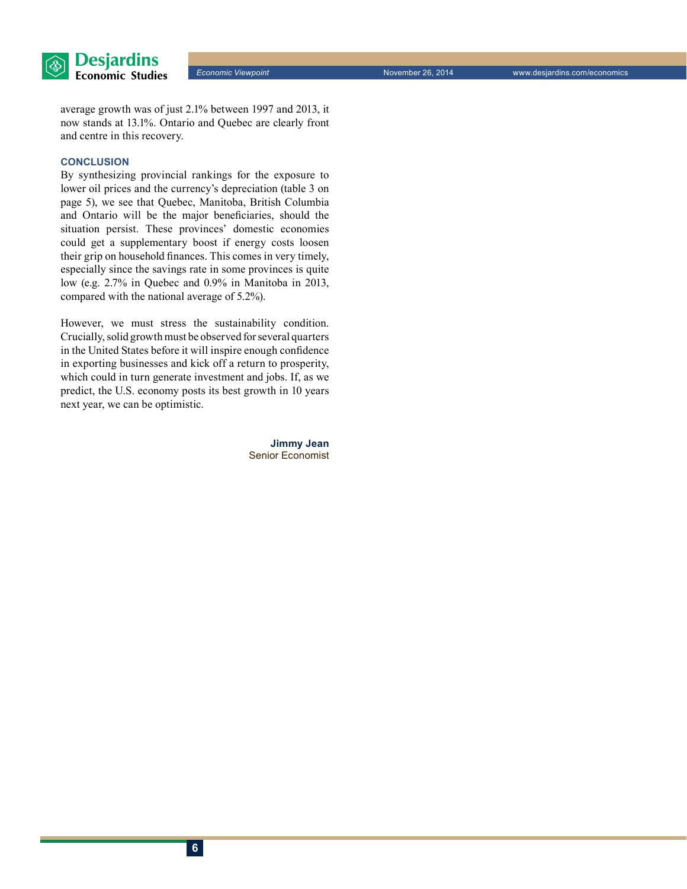average growth was of just 2.1% between 1997 and 2013, it now stands at 13.1%. Ontario and Quebec are clearly front and centre in this recovery.

### CONCLUSION

By synthesizing provincial rankings for the exposure to lower oil prices and the currency's depreciation (table 3 on page 5), we see that Quebec, Manitoba, British Columbia and Ontario will be the major beneficiaries, should the situation persist. These provinces' domestic economies could get a supplementary boost if energy costs loosen their grip on household finances. This comes in very timely, especially since the savings rate in some provinces is quite low (e.g. 2.7% in Quebec and 0.9% in Manitoba in 2013, compared with the national average of 5.2%).

However, we must stress the sustainability condition. Crucially, solid growth must be observed for several quarters in the United States before it will inspire enough confidence in exporting businesses and kick off a return to prosperity, which could in turn generate investment and jobs. If, as we predict, the U.S. economy posts its best growth in 10 years next year, we can be optimistic.

**Jimmy Jean**
Senior Economist